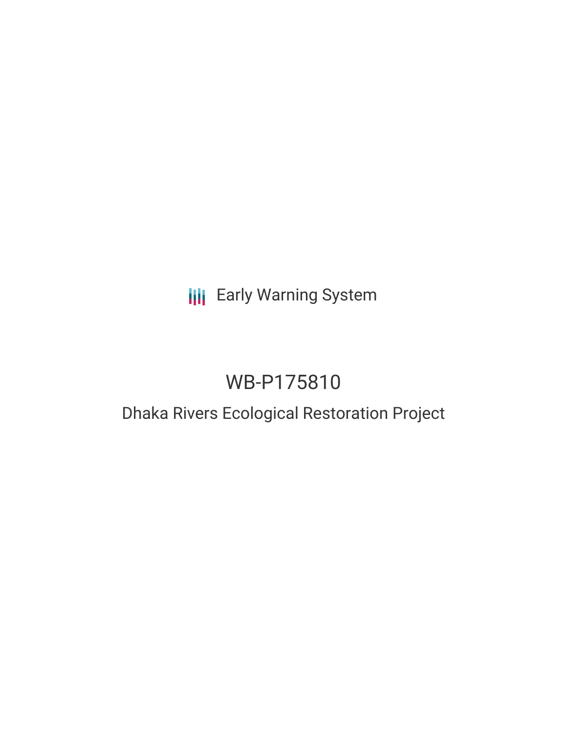Early Warning System

# WB-P175810

## Dhaka Rivers Ecological Restoration Project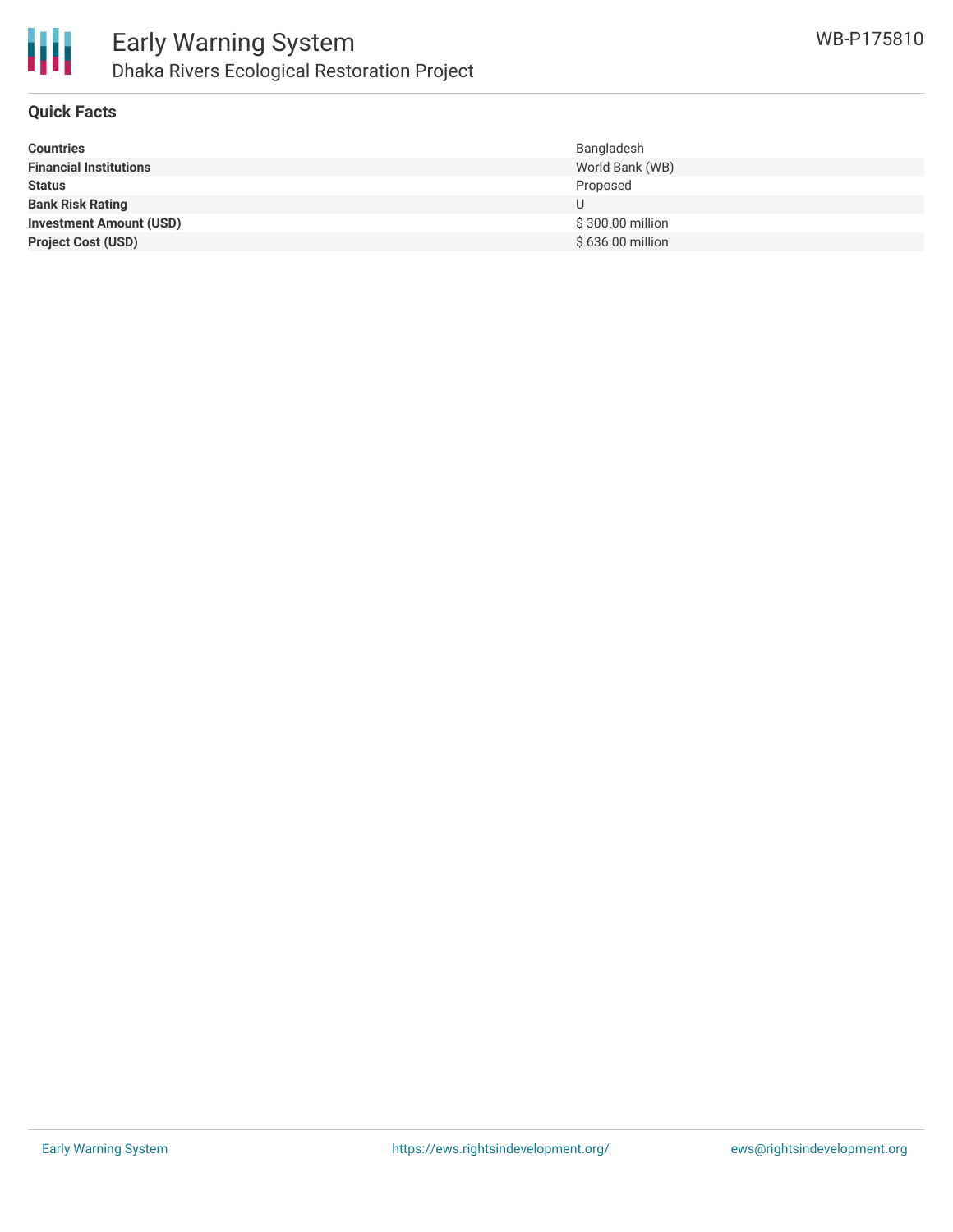## Quick Facts

| | |
|---|---|
| **Countries** | Bangladesh |
| **Financial Institutions** | World Bank (WB) |
| **Status** | Proposed |
| **Bank Risk Rating** | U |
| **Investment Amount (USD)** | $ 300.00 million |
| **Project Cost (USD)** | $ 636.00 million |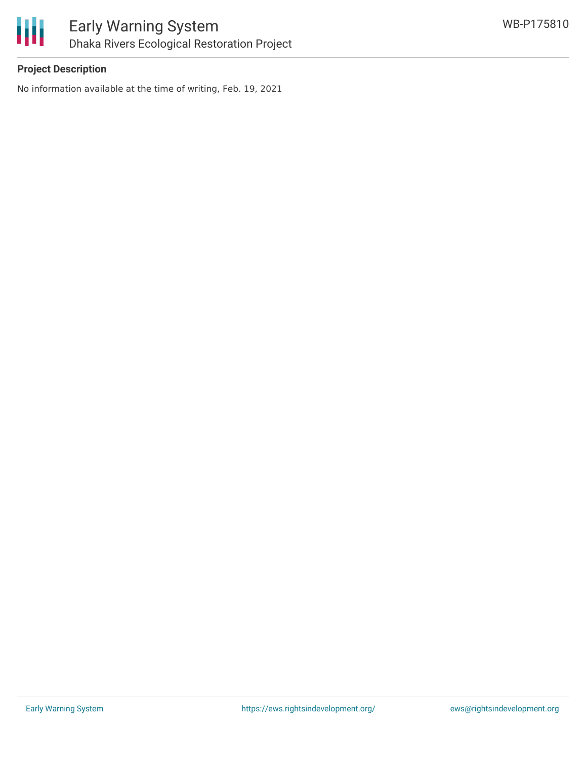**Project Description**

No information available at the time of writing, Feb. 19, 2021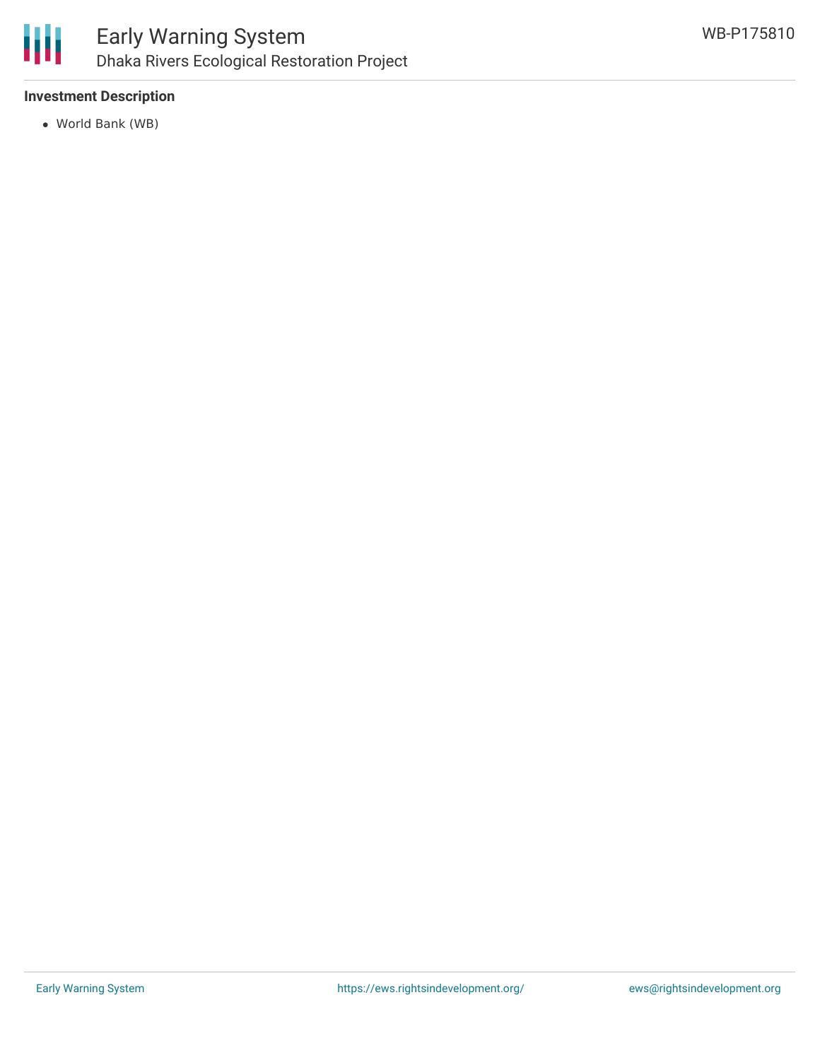**Investment Description**

- World Bank (WB)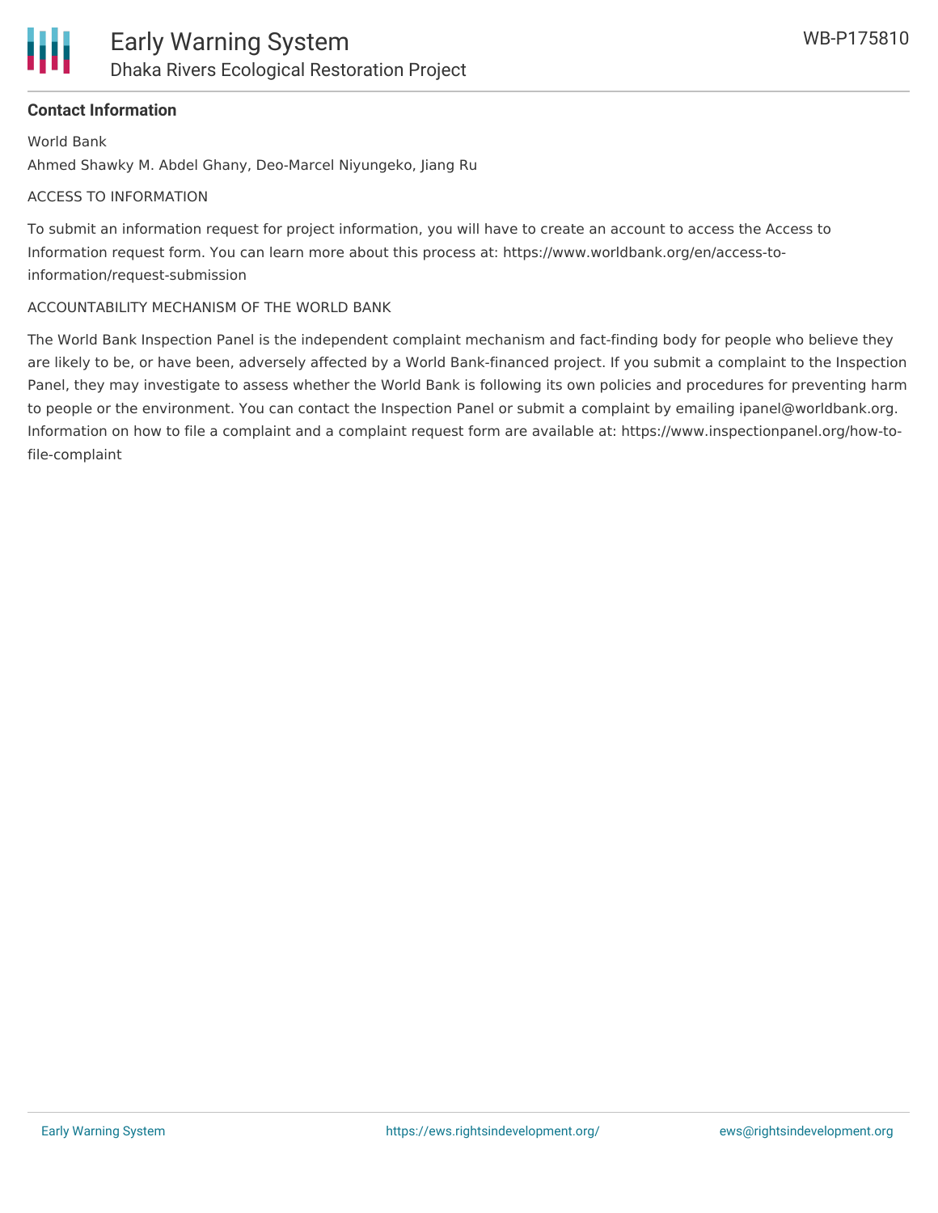**Contact Information**

World Bank

Ahmed Shawky M. Abdel Ghany, Deo-Marcel Niyungeko, Jiang Ru

ACCESS TO INFORMATION

To submit an information request for project information, you will have to create an account to access the Access to Information request form. You can learn more about this process at: https://www.worldbank.org/en/access-to-information/request-submission

ACCOUNTABILITY MECHANISM OF THE WORLD BANK

The World Bank Inspection Panel is the independent complaint mechanism and fact-finding body for people who believe they are likely to be, or have been, adversely affected by a World Bank-financed project. If you submit a complaint to the Inspection Panel, they may investigate to assess whether the World Bank is following its own policies and procedures for preventing harm to people or the environment. You can contact the Inspection Panel or submit a complaint by emailing ipanel@worldbank.org. Information on how to file a complaint and a complaint request form are available at: https://www.inspectionpanel.org/how-to-file-complaint